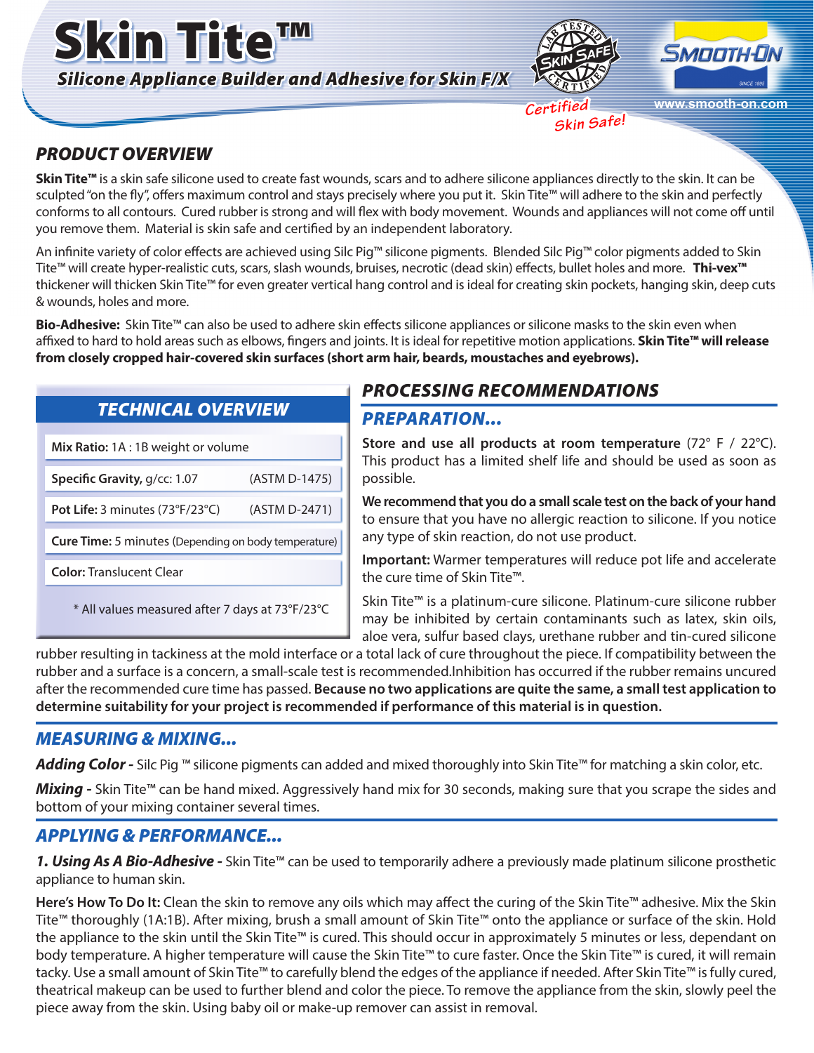# Skin Tite™

***Silicone Appliance Builder and Adhesive for Skin F/X***

Certified Skin Safe!

www.smooth-on.com

## PRODUCT OVERVIEW

**Skin Tite™** is a skin safe silicone used to create fast wounds, scars and to adhere silicone appliances directly to the skin. It can be sculpted "on the fly", offers maximum control and stays precisely where you put it. Skin Tite™ will adhere to the skin and perfectly conforms to all contours. Cured rubber is strong and will flex with body movement. Wounds and appliances will not come off until you remove them. Material is skin safe and certified by an independent laboratory.

An infinite variety of color effects are achieved using Silc Pig™ silicone pigments. Blended Silc Pig™ color pigments added to Skin Tite™ will create hyper-realistic cuts, scars, slash wounds, bruises, necrotic (dead skin) effects, bullet holes and more. **Thi-vex™** thickener will thicken Skin Tite™ for even greater vertical hang control and is ideal for creating skin pockets, hanging skin, deep cuts & wounds, holes and more.

**Bio-Adhesive:** Skin Tite™ can also be used to adhere skin effects silicone appliances or silicone masks to the skin even when affixed to hard to hold areas such as elbows, fingers and joints. It is ideal for repetitive motion applications. **Skin Tite™ will release from closely cropped hair-covered skin surfaces (short arm hair, beards, moustaches and eyebrows).**

## TECHNICAL OVERVIEW

| | |
|---|---|
| **Mix Ratio:** 1A : 1B weight or volume | |
| **Specific Gravity,** g/cc: 1.07 | (ASTM D-1475) |
| **Pot Life:** 3 minutes (73°F/23°C) | (ASTM D-2471) |
| **Cure Time:** 5 minutes (Depending on body temperature) | |
| **Color:** Translucent Clear | |

\* All values measured after 7 days at 73°F/23°C

## PROCESSING RECOMMENDATIONS

### PREPARATION...

**Store and use all products at room temperature** (72° F / 22°C). This product has a limited shelf life and should be used as soon as possible.

**We recommend that you do a small scale test on the back of your hand** to ensure that you have no allergic reaction to silicone. If you notice any type of skin reaction, do not use product.

**Important:** Warmer temperatures will reduce pot life and accelerate the cure time of Skin Tite™.

Skin Tite™ is a platinum-cure silicone. Platinum-cure silicone rubber may be inhibited by certain contaminants such as latex, skin oils, aloe vera, sulfur based clays, urethane rubber and tin-cured silicone rubber resulting in tackiness at the mold interface or a total lack of cure throughout the piece. If compatibility between the rubber and a surface is a concern, a small-scale test is recommended.Inhibition has occurred if the rubber remains uncured after the recommended cure time has passed. **Because no two applications are quite the same, a small test application to determine suitability for your project is recommended if performance of this material is in question.**

### MEASURING & MIXING...

***Adding Color -*** Silc Pig ™ silicone pigments can added and mixed thoroughly into Skin Tite™ for matching a skin color, etc.

***Mixing -*** Skin Tite™ can be hand mixed. Aggressively hand mix for 30 seconds, making sure that you scrape the sides and bottom of your mixing container several times.

### APPLYING & PERFORMANCE...

***1. Using As A Bio-Adhesive -*** Skin Tite™ can be used to temporarily adhere a previously made platinum silicone prosthetic appliance to human skin.

**Here's How To Do It:** Clean the skin to remove any oils which may affect the curing of the Skin Tite™ adhesive. Mix the Skin Tite™ thoroughly (1A:1B). After mixing, brush a small amount of Skin Tite™ onto the appliance or surface of the skin. Hold the appliance to the skin until the Skin Tite™ is cured. This should occur in approximately 5 minutes or less, dependant on body temperature. A higher temperature will cause the Skin Tite™ to cure faster. Once the Skin Tite™ is cured, it will remain tacky. Use a small amount of Skin Tite™ to carefully blend the edges of the appliance if needed. After Skin Tite™ is fully cured, theatrical makeup can be used to further blend and color the piece. To remove the appliance from the skin, slowly peel the piece away from the skin. Using baby oil or make-up remover can assist in removal.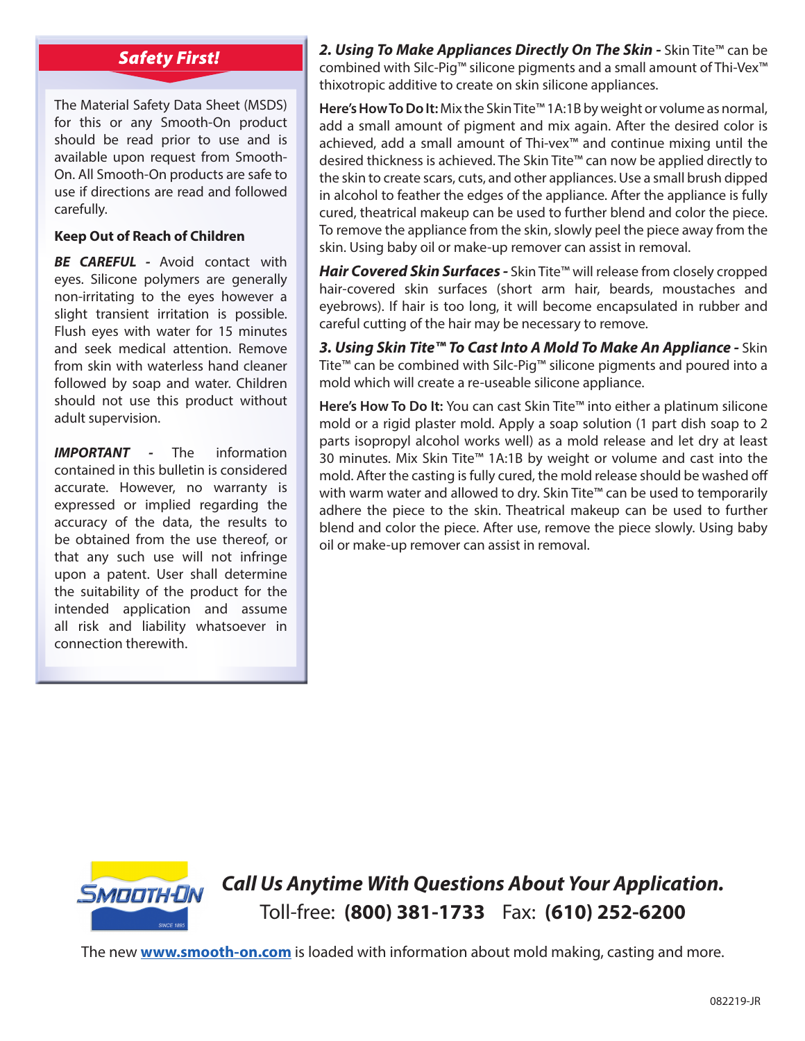## Safety First!

The Material Safety Data Sheet (MSDS) for this or any Smooth-On product should be read prior to use and is available upon request from Smooth-On. All Smooth-On products are safe to use if directions are read and followed carefully.

**Keep Out of Reach of Children**

***BE CAREFUL*** **-** Avoid contact with eyes. Silicone polymers are generally non-irritating to the eyes however a slight transient irritation is possible. Flush eyes with water for 15 minutes and seek medical attention. Remove from skin with waterless hand cleaner followed by soap and water. Children should not use this product without adult supervision.

***IMPORTANT*** **-** The information contained in this bulletin is considered accurate. However, no warranty is expressed or implied regarding the accuracy of the data, the results to be obtained from the use thereof, or that any such use will not infringe upon a patent. User shall determine the suitability of the product for the intended application and assume all risk and liability whatsoever in connection therewith.

***2. Using To Make Appliances Directly On The Skin -*** Skin Tite™ can be combined with Silc-Pig™ silicone pigments and a small amount of Thi-Vex™ thixotropic additive to create on skin silicone appliances.

**Here's How To Do It:** Mix the Skin Tite™ 1A:1B by weight or volume as normal, add a small amount of pigment and mix again. After the desired color is achieved, add a small amount of Thi-vex™ and continue mixing until the desired thickness is achieved. The Skin Tite™ can now be applied directly to the skin to create scars, cuts, and other appliances. Use a small brush dipped in alcohol to feather the edges of the appliance. After the appliance is fully cured, theatrical makeup can be used to further blend and color the piece. To remove the appliance from the skin, slowly peel the piece away from the skin. Using baby oil or make-up remover can assist in removal.

***Hair Covered Skin Surfaces -*** Skin Tite™ will release from closely cropped hair-covered skin surfaces (short arm hair, beards, moustaches and eyebrows). If hair is too long, it will become encapsulated in rubber and careful cutting of the hair may be necessary to remove.

***3. Using Skin Tite™ To Cast Into A Mold To Make An Appliance -*** Skin Tite™ can be combined with Silc-Pig™ silicone pigments and poured into a mold which will create a re-useable silicone appliance.

**Here's How To Do It:** You can cast Skin Tite™ into either a platinum silicone mold or a rigid plaster mold. Apply a soap solution (1 part dish soap to 2 parts isopropyl alcohol works well) as a mold release and let dry at least 30 minutes. Mix Skin Tite™ 1A:1B by weight or volume and cast into the mold. After the casting is fully cured, the mold release should be washed off with warm water and allowed to dry. Skin Tite™ can be used to temporarily adhere the piece to the skin. Theatrical makeup can be used to further blend and color the piece. After use, remove the piece slowly. Using baby oil or make-up remover can assist in removal.

SMOOTH-ON SINCE 1895

***Call Us Anytime With Questions About Your Application.***

Toll-free: **(800) 381-1733** Fax: **(610) 252-6200**

The new **www.smooth-on.com** is loaded with information about mold making, casting and more.

082219-JR